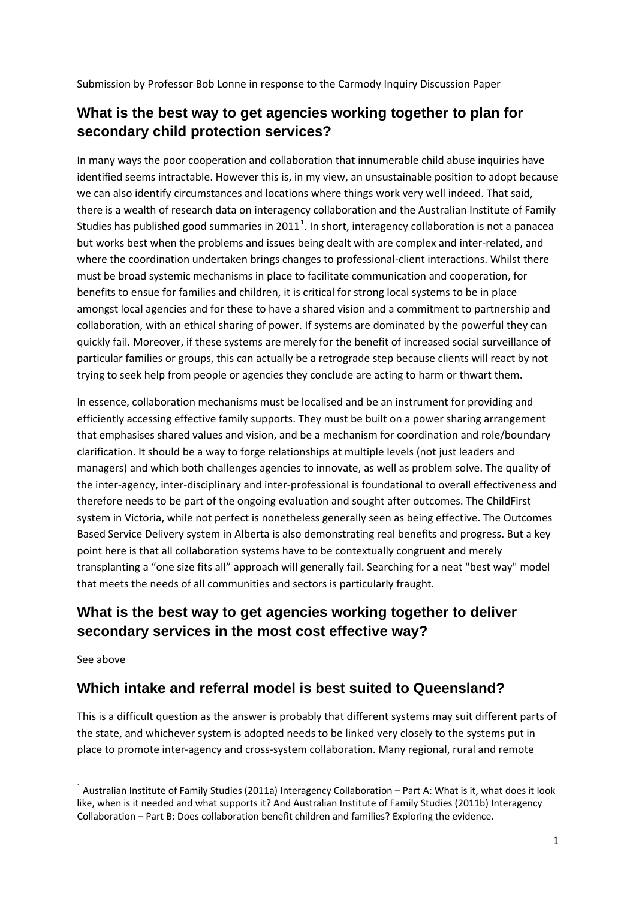Submission by Professor Bob Lonne in response to the Carmody Inquiry Discussion Paper

## What is the best way to get agencies working together to plan for secondary child protection services?

In many ways the poor cooperation and collaboration that innumerable child abuse inquiries have identified seems intractable. However this is, in my view, an unsustainable position to adopt because we can also identify circumstances and locations where things work very well indeed. That said, there is a wealth of research data on interagency collaboration and the Australian Institute of Family Studies has published good summaries in 2011[1]. In short, interagency collaboration is not a panacea but works best when the problems and issues being dealt with are complex and inter-related, and where the coordination undertaken brings changes to professional-client interactions. Whilst there must be broad systemic mechanisms in place to facilitate communication and cooperation, for benefits to ensue for families and children, it is critical for strong local systems to be in place amongst local agencies and for these to have a shared vision and a commitment to partnership and collaboration, with an ethical sharing of power. If systems are dominated by the powerful they can quickly fail. Moreover, if these systems are merely for the benefit of increased social surveillance of particular families or groups, this can actually be a retrograde step because clients will react by not trying to seek help from people or agencies they conclude are acting to harm or thwart them.

In essence, collaboration mechanisms must be localised and be an instrument for providing and efficiently accessing effective family supports. They must be built on a power sharing arrangement that emphasises shared values and vision, and be a mechanism for coordination and role/boundary clarification. It should be a way to forge relationships at multiple levels (not just leaders and managers) and which both challenges agencies to innovate, as well as problem solve. The quality of the inter-agency, inter-disciplinary and inter-professional is foundational to overall effectiveness and therefore needs to be part of the ongoing evaluation and sought after outcomes. The ChildFirst system in Victoria, while not perfect is nonetheless generally seen as being effective. The Outcomes Based Service Delivery system in Alberta is also demonstrating real benefits and progress. But a key point here is that all collaboration systems have to be contextually congruent and merely transplanting a “one size fits all” approach will generally fail. Searching for a neat "best way" model that meets the needs of all communities and sectors is particularly fraught.

## What is the best way to get agencies working together to deliver secondary services in the most cost effective way?

See above

## Which intake and referral model is best suited to Queensland?

This is a difficult question as the answer is probably that different systems may suit different parts of the state, and whichever system is adopted needs to be linked very closely to the systems put in place to promote inter-agency and cross-system collaboration. Many regional, rural and remote

[1] Australian Institute of Family Studies (2011a) Interagency Collaboration – Part A: What is it, what does it look like, when is it needed and what supports it? And Australian Institute of Family Studies (2011b) Interagency Collaboration – Part B: Does collaboration benefit children and families? Exploring the evidence.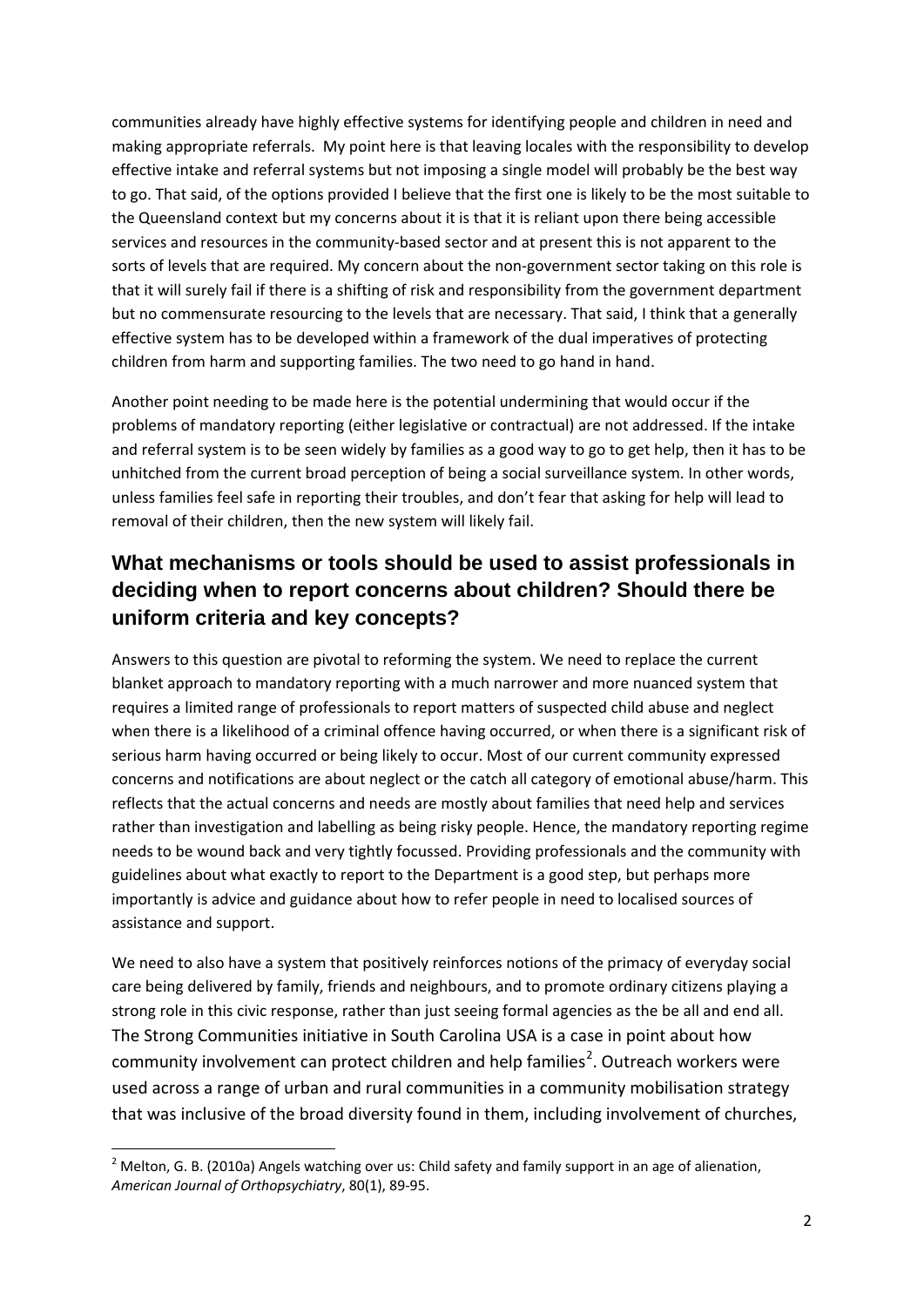communities already have highly effective systems for identifying people and children in need and making appropriate referrals. My point here is that leaving locales with the responsibility to develop effective intake and referral systems but not imposing a single model will probably be the best way to go. That said, of the options provided I believe that the first one is likely to be the most suitable to the Queensland context but my concerns about it is that it is reliant upon there being accessible services and resources in the community-based sector and at present this is not apparent to the sorts of levels that are required. My concern about the non-government sector taking on this role is that it will surely fail if there is a shifting of risk and responsibility from the government department but no commensurate resourcing to the levels that are necessary. That said, I think that a generally effective system has to be developed within a framework of the dual imperatives of protecting children from harm and supporting families. The two need to go hand in hand.

Another point needing to be made here is the potential undermining that would occur if the problems of mandatory reporting (either legislative or contractual) are not addressed. If the intake and referral system is to be seen widely by families as a good way to go to get help, then it has to be unhitched from the current broad perception of being a social surveillance system. In other words, unless families feel safe in reporting their troubles, and don't fear that asking for help will lead to removal of their children, then the new system will likely fail.

## What mechanisms or tools should be used to assist professionals in deciding when to report concerns about children? Should there be uniform criteria and key concepts?

Answers to this question are pivotal to reforming the system. We need to replace the current blanket approach to mandatory reporting with a much narrower and more nuanced system that requires a limited range of professionals to report matters of suspected child abuse and neglect when there is a likelihood of a criminal offence having occurred, or when there is a significant risk of serious harm having occurred or being likely to occur. Most of our current community expressed concerns and notifications are about neglect or the catch all category of emotional abuse/harm. This reflects that the actual concerns and needs are mostly about families that need help and services rather than investigation and labelling as being risky people. Hence, the mandatory reporting regime needs to be wound back and very tightly focussed. Providing professionals and the community with guidelines about what exactly to report to the Department is a good step, but perhaps more importantly is advice and guidance about how to refer people in need to localised sources of assistance and support.

We need to also have a system that positively reinforces notions of the primacy of everyday social care being delivered by family, friends and neighbours, and to promote ordinary citizens playing a strong role in this civic response, rather than just seeing formal agencies as the be all and end all. The Strong Communities initiative in South Carolina USA is a case in point about how community involvement can protect children and help families[2]. Outreach workers were used across a range of urban and rural communities in a community mobilisation strategy that was inclusive of the broad diversity found in them, including involvement of churches,

[2] Melton, G. B. (2010a) Angels watching over us: Child safety and family support in an age of alienation, *American Journal of Orthopsychiatry*, 80(1), 89-95.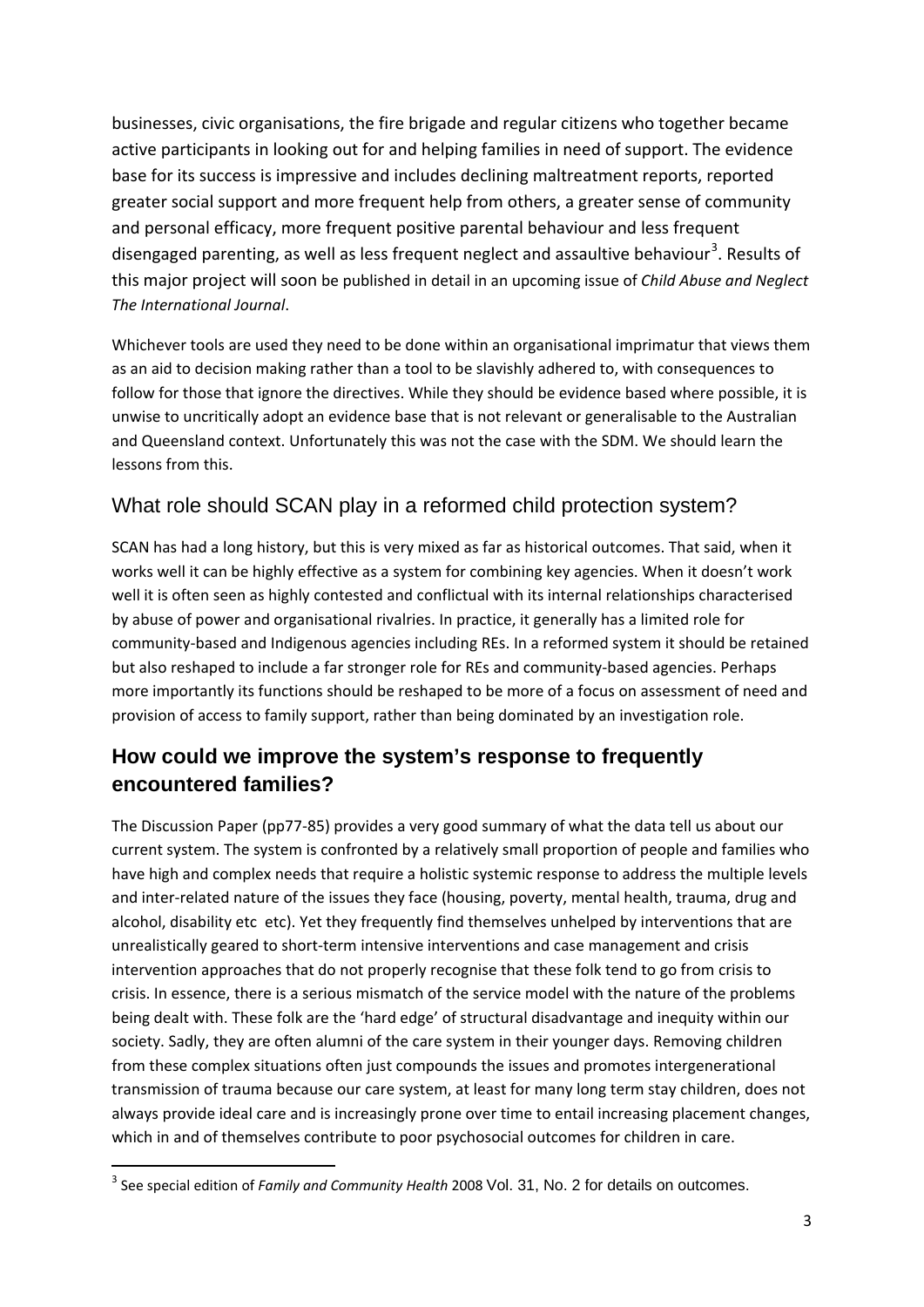businesses, civic organisations, the fire brigade and regular citizens who together became active participants in looking out for and helping families in need of support. The evidence base for its success is impressive and includes declining maltreatment reports, reported greater social support and more frequent help from others, a greater sense of community and personal efficacy, more frequent positive parental behaviour and less frequent disengaged parenting, as well as less frequent neglect and assaultive behaviour[3]. Results of this major project will soon be published in detail in an upcoming issue of *Child Abuse and Neglect The International Journal*.

Whichever tools are used they need to be done within an organisational imprimatur that views them as an aid to decision making rather than a tool to be slavishly adhered to, with consequences to follow for those that ignore the directives. While they should be evidence based where possible, it is unwise to uncritically adopt an evidence base that is not relevant or generalisable to the Australian and Queensland context. Unfortunately this was not the case with the SDM. We should learn the lessons from this.

### What role should SCAN play in a reformed child protection system?

SCAN has had a long history, but this is very mixed as far as historical outcomes. That said, when it works well it can be highly effective as a system for combining key agencies. When it doesn't work well it is often seen as highly contested and conflictual with its internal relationships characterised by abuse of power and organisational rivalries. In practice, it generally has a limited role for community-based and Indigenous agencies including REs. In a reformed system it should be retained but also reshaped to include a far stronger role for REs and community-based agencies. Perhaps more importantly its functions should be reshaped to be more of a focus on assessment of need and provision of access to family support, rather than being dominated by an investigation role.

## How could we improve the system's response to frequently encountered families?

The Discussion Paper (pp77-85) provides a very good summary of what the data tell us about our current system. The system is confronted by a relatively small proportion of people and families who have high and complex needs that require a holistic systemic response to address the multiple levels and inter-related nature of the issues they face (housing, poverty, mental health, trauma, drug and alcohol, disability etc etc). Yet they frequently find themselves unhelped by interventions that are unrealistically geared to short-term intensive interventions and case management and crisis intervention approaches that do not properly recognise that these folk tend to go from crisis to crisis. In essence, there is a serious mismatch of the service model with the nature of the problems being dealt with. These folk are the 'hard edge' of structural disadvantage and inequity within our society. Sadly, they are often alumni of the care system in their younger days. Removing children from these complex situations often just compounds the issues and promotes intergenerational transmission of trauma because our care system, at least for many long term stay children, does not always provide ideal care and is increasingly prone over time to entail increasing placement changes, which in and of themselves contribute to poor psychosocial outcomes for children in care.

---

[3] See special edition of *Family and Community Health* 2008 Vol. 31, No. 2 for details on outcomes.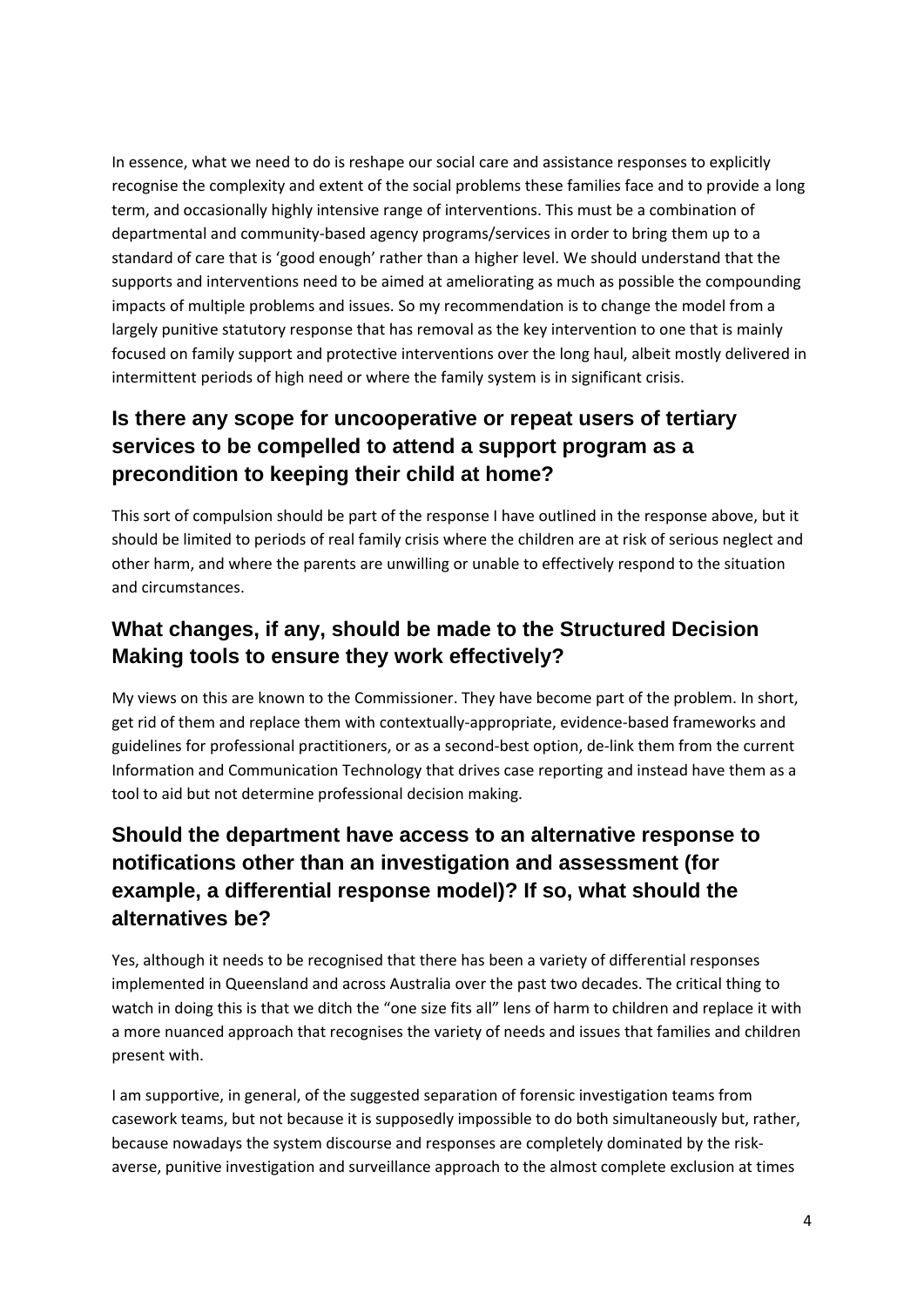In essence, what we need to do is reshape our social care and assistance responses to explicitly recognise the complexity and extent of the social problems these families face and to provide a long term, and occasionally highly intensive range of interventions. This must be a combination of departmental and community-based agency programs/services in order to bring them up to a standard of care that is 'good enough' rather than a higher level. We should understand that the supports and interventions need to be aimed at ameliorating as much as possible the compounding impacts of multiple problems and issues. So my recommendation is to change the model from a largely punitive statutory response that has removal as the key intervention to one that is mainly focused on family support and protective interventions over the long haul, albeit mostly delivered in intermittent periods of high need or where the family system is in significant crisis.

## Is there any scope for uncooperative or repeat users of tertiary services to be compelled to attend a support program as a precondition to keeping their child at home?

This sort of compulsion should be part of the response I have outlined in the response above, but it should be limited to periods of real family crisis where the children are at risk of serious neglect and other harm, and where the parents are unwilling or unable to effectively respond to the situation and circumstances.

## What changes, if any, should be made to the Structured Decision Making tools to ensure they work effectively?

My views on this are known to the Commissioner. They have become part of the problem. In short, get rid of them and replace them with contextually-appropriate, evidence-based frameworks and guidelines for professional practitioners, or as a second-best option, de-link them from the current Information and Communication Technology that drives case reporting and instead have them as a tool to aid but not determine professional decision making.

## Should the department have access to an alternative response to notifications other than an investigation and assessment (for example, a differential response model)? If so, what should the alternatives be?

Yes, although it needs to be recognised that there has been a variety of differential responses implemented in Queensland and across Australia over the past two decades. The critical thing to watch in doing this is that we ditch the "one size fits all" lens of harm to children and replace it with a more nuanced approach that recognises the variety of needs and issues that families and children present with.

I am supportive, in general, of the suggested separation of forensic investigation teams from casework teams, but not because it is supposedly impossible to do both simultaneously but, rather, because nowadays the system discourse and responses are completely dominated by the risk-averse, punitive investigation and surveillance approach to the almost complete exclusion at times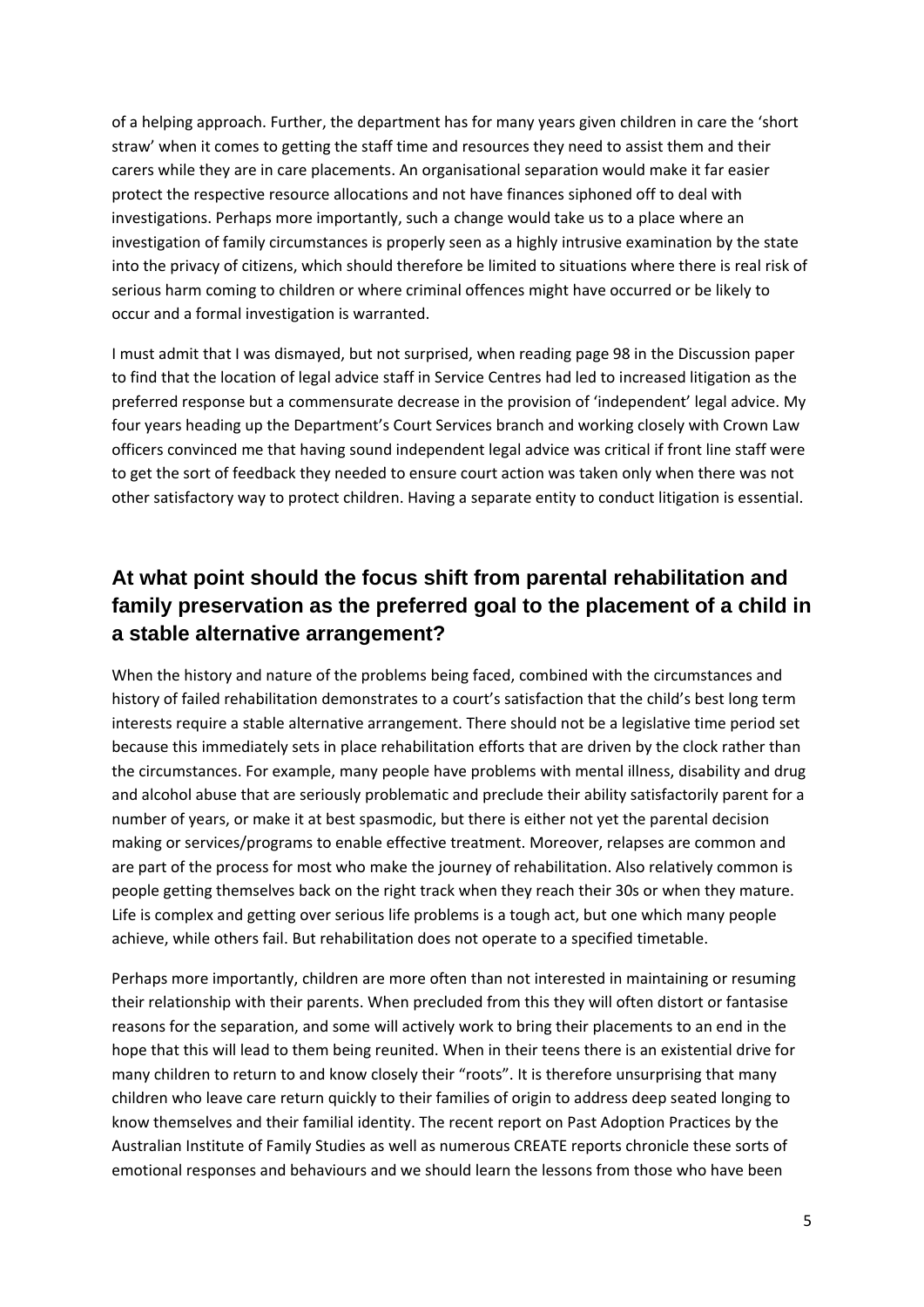of a helping approach. Further, the department has for many years given children in care the 'short straw' when it comes to getting the staff time and resources they need to assist them and their carers while they are in care placements. An organisational separation would make it far easier protect the respective resource allocations and not have finances siphoned off to deal with investigations. Perhaps more importantly, such a change would take us to a place where an investigation of family circumstances is properly seen as a highly intrusive examination by the state into the privacy of citizens, which should therefore be limited to situations where there is real risk of serious harm coming to children or where criminal offences might have occurred or be likely to occur and a formal investigation is warranted.

I must admit that I was dismayed, but not surprised, when reading page 98 in the Discussion paper to find that the location of legal advice staff in Service Centres had led to increased litigation as the preferred response but a commensurate decrease in the provision of 'independent' legal advice. My four years heading up the Department's Court Services branch and working closely with Crown Law officers convinced me that having sound independent legal advice was critical if front line staff were to get the sort of feedback they needed to ensure court action was taken only when there was not other satisfactory way to protect children. Having a separate entity to conduct litigation is essential.

## At what point should the focus shift from parental rehabilitation and family preservation as the preferred goal to the placement of a child in a stable alternative arrangement?

When the history and nature of the problems being faced, combined with the circumstances and history of failed rehabilitation demonstrates to a court's satisfaction that the child's best long term interests require a stable alternative arrangement. There should not be a legislative time period set because this immediately sets in place rehabilitation efforts that are driven by the clock rather than the circumstances. For example, many people have problems with mental illness, disability and drug and alcohol abuse that are seriously problematic and preclude their ability satisfactorily parent for a number of years, or make it at best spasmodic, but there is either not yet the parental decision making or services/programs to enable effective treatment. Moreover, relapses are common and are part of the process for most who make the journey of rehabilitation. Also relatively common is people getting themselves back on the right track when they reach their 30s or when they mature. Life is complex and getting over serious life problems is a tough act, but one which many people achieve, while others fail. But rehabilitation does not operate to a specified timetable.

Perhaps more importantly, children are more often than not interested in maintaining or resuming their relationship with their parents. When precluded from this they will often distort or fantasise reasons for the separation, and some will actively work to bring their placements to an end in the hope that this will lead to them being reunited. When in their teens there is an existential drive for many children to return to and know closely their "roots". It is therefore unsurprising that many children who leave care return quickly to their families of origin to address deep seated longing to know themselves and their familial identity. The recent report on Past Adoption Practices by the Australian Institute of Family Studies as well as numerous CREATE reports chronicle these sorts of emotional responses and behaviours and we should learn the lessons from those who have been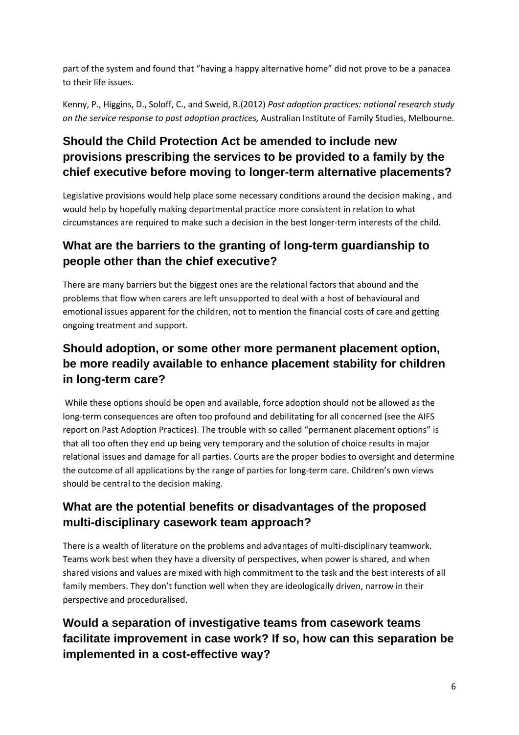part of the system and found that "having a happy alternative home" did not prove to be a panacea to their life issues.

Kenny, P., Higgins, D., Soloff, C., and Sweid, R.(2012) *Past adoption practices: national research study on the service response to past adoption practices,* Australian Institute of Family Studies, Melbourne.

## Should the Child Protection Act be amended to include new provisions prescribing the services to be provided to a family by the chief executive before moving to longer-term alternative placements?

Legislative provisions would help place some necessary conditions around the decision making , and would help by hopefully making departmental practice more consistent in relation to what circumstances are required to make such a decision in the best longer-term interests of the child.

## What are the barriers to the granting of long-term guardianship to people other than the chief executive?

There are many barriers but the biggest ones are the relational factors that abound and the problems that flow when carers are left unsupported to deal with a host of behavioural and emotional issues apparent for the children, not to mention the financial costs of care and getting ongoing treatment and support.

## Should adoption, or some other more permanent placement option, be more readily available to enhance placement stability for children in long-term care?

While these options should be open and available, force adoption should not be allowed as the long-term consequences are often too profound and debilitating for all concerned (see the AIFS report on Past Adoption Practices). The trouble with so called "permanent placement options" is that all too often they end up being very temporary and the solution of choice results in major relational issues and damage for all parties. Courts are the proper bodies to oversight and determine the outcome of all applications by the range of parties for long-term care. Children's own views should be central to the decision making.

## What are the potential benefits or disadvantages of the proposed multi-disciplinary casework team approach?

There is a wealth of literature on the problems and advantages of multi-disciplinary teamwork. Teams work best when they have a diversity of perspectives, when power is shared, and when shared visions and values are mixed with high commitment to the task and the best interests of all family members. They don't function well when they are ideologically driven, narrow in their perspective and proceduralised.

## Would a separation of investigative teams from casework teams facilitate improvement in case work? If so, how can this separation be implemented in a cost-effective way?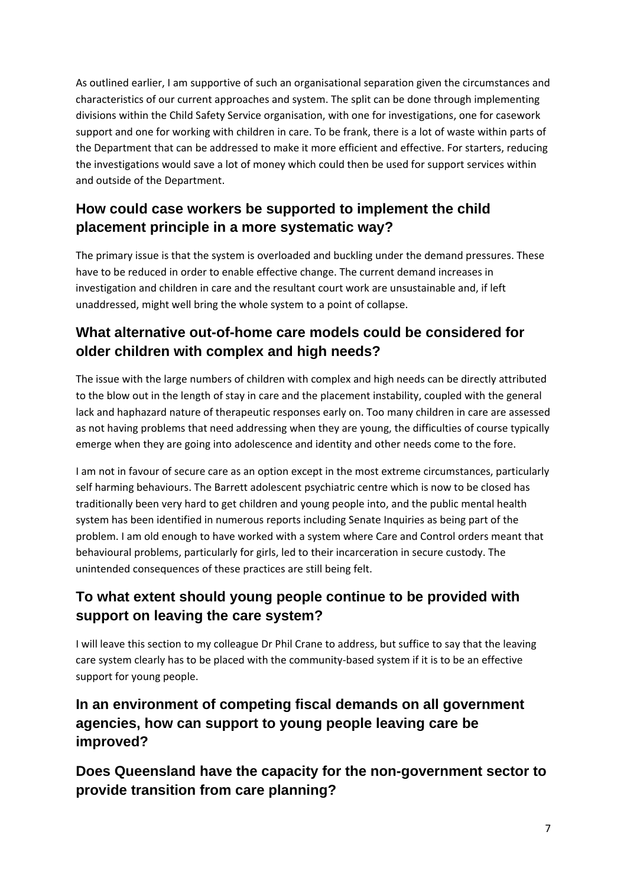As outlined earlier, I am supportive of such an organisational separation given the circumstances and characteristics of our current approaches and system. The split can be done through implementing divisions within the Child Safety Service organisation, with one for investigations, one for casework support and one for working with children in care. To be frank, there is a lot of waste within parts of the Department that can be addressed to make it more efficient and effective. For starters, reducing the investigations would save a lot of money which could then be used for support services within and outside of the Department.

## How could case workers be supported to implement the child placement principle in a more systematic way?

The primary issue is that the system is overloaded and buckling under the demand pressures. These have to be reduced in order to enable effective change. The current demand increases in investigation and children in care and the resultant court work are unsustainable and, if left unaddressed, might well bring the whole system to a point of collapse.

## What alternative out-of-home care models could be considered for older children with complex and high needs?

The issue with the large numbers of children with complex and high needs can be directly attributed to the blow out in the length of stay in care and the placement instability, coupled with the general lack and haphazard nature of therapeutic responses early on. Too many children in care are assessed as not having problems that need addressing when they are young, the difficulties of course typically emerge when they are going into adolescence and identity and other needs come to the fore.

I am not in favour of secure care as an option except in the most extreme circumstances, particularly self harming behaviours. The Barrett adolescent psychiatric centre which is now to be closed has traditionally been very hard to get children and young people into, and the public mental health system has been identified in numerous reports including Senate Inquiries as being part of the problem. I am old enough to have worked with a system where Care and Control orders meant that behavioural problems, particularly for girls, led to their incarceration in secure custody. The unintended consequences of these practices are still being felt.

## To what extent should young people continue to be provided with support on leaving the care system?

I will leave this section to my colleague Dr Phil Crane to address, but suffice to say that the leaving care system clearly has to be placed with the community-based system if it is to be an effective support for young people.

## In an environment of competing fiscal demands on all government agencies, how can support to young people leaving care be improved?

## Does Queensland have the capacity for the non-government sector to provide transition from care planning?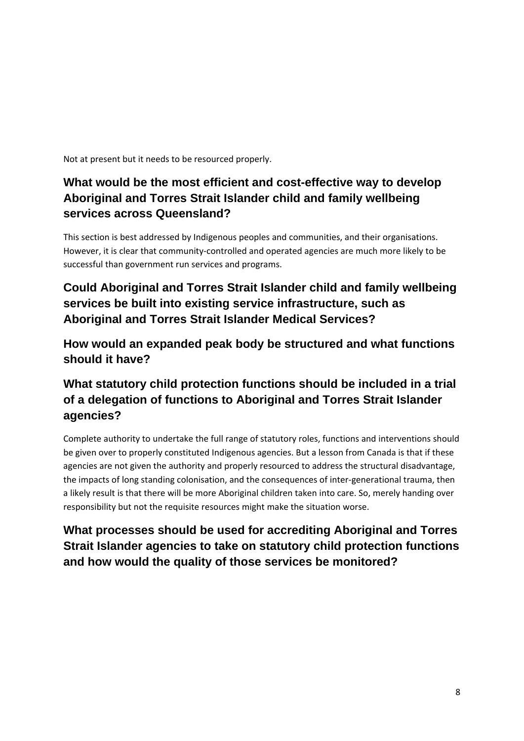Not at present but it needs to be resourced properly.

## What would be the most efficient and cost-effective way to develop Aboriginal and Torres Strait Islander child and family wellbeing services across Queensland?

This section is best addressed by Indigenous peoples and communities, and their organisations. However, it is clear that community-controlled and operated agencies are much more likely to be successful than government run services and programs.

## Could Aboriginal and Torres Strait Islander child and family wellbeing services be built into existing service infrastructure, such as Aboriginal and Torres Strait Islander Medical Services?

## How would an expanded peak body be structured and what functions should it have?

## What statutory child protection functions should be included in a trial of a delegation of functions to Aboriginal and Torres Strait Islander agencies?

Complete authority to undertake the full range of statutory roles, functions and interventions should be given over to properly constituted Indigenous agencies. But a lesson from Canada is that if these agencies are not given the authority and properly resourced to address the structural disadvantage, the impacts of long standing colonisation, and the consequences of inter-generational trauma, then a likely result is that there will be more Aboriginal children taken into care. So, merely handing over responsibility but not the requisite resources might make the situation worse.

## What processes should be used for accrediting Aboriginal and Torres Strait Islander agencies to take on statutory child protection functions and how would the quality of those services be monitored?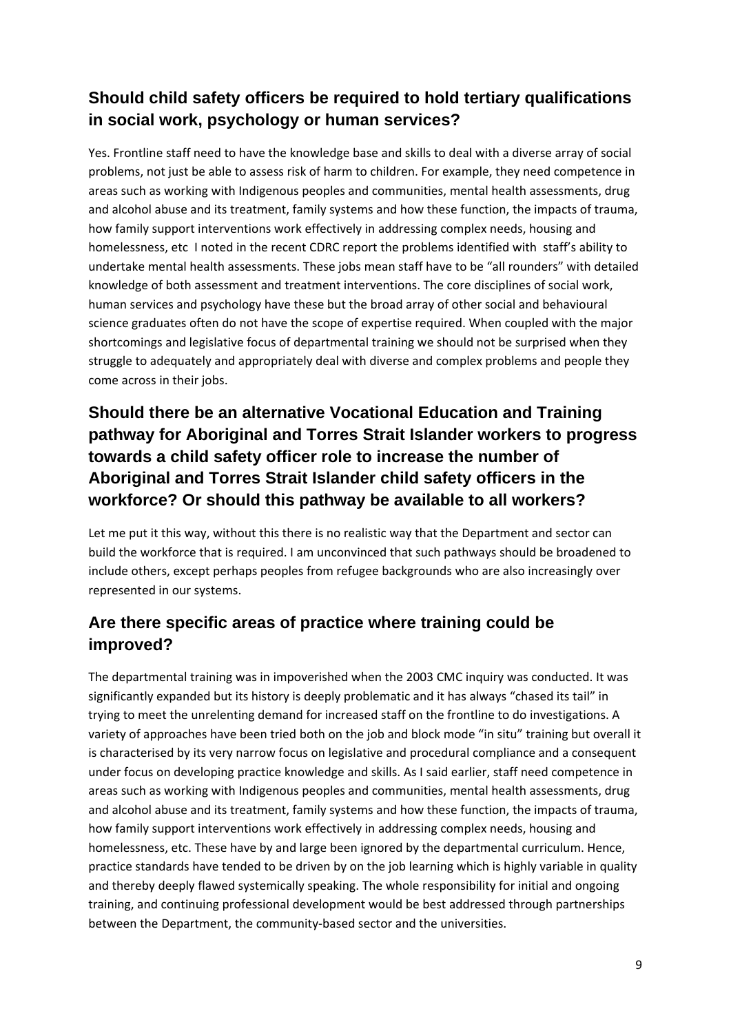## Should child safety officers be required to hold tertiary qualifications in social work, psychology or human services?

Yes. Frontline staff need to have the knowledge base and skills to deal with a diverse array of social problems, not just be able to assess risk of harm to children. For example, they need competence in areas such as working with Indigenous peoples and communities, mental health assessments, drug and alcohol abuse and its treatment, family systems and how these function, the impacts of trauma, how family support interventions work effectively in addressing complex needs, housing and homelessness, etc  I noted in the recent CDRC report the problems identified with  staff's ability to undertake mental health assessments. These jobs mean staff have to be "all rounders" with detailed knowledge of both assessment and treatment interventions. The core disciplines of social work, human services and psychology have these but the broad array of other social and behavioural science graduates often do not have the scope of expertise required. When coupled with the major shortcomings and legislative focus of departmental training we should not be surprised when they struggle to adequately and appropriately deal with diverse and complex problems and people they come across in their jobs.

## Should there be an alternative Vocational Education and Training pathway for Aboriginal and Torres Strait Islander workers to progress towards a child safety officer role to increase the number of Aboriginal and Torres Strait Islander child safety officers in the workforce? Or should this pathway be available to all workers?

Let me put it this way, without this there is no realistic way that the Department and sector can build the workforce that is required. I am unconvinced that such pathways should be broadened to include others, except perhaps peoples from refugee backgrounds who are also increasingly over represented in our systems.

## Are there specific areas of practice where training could be improved?

The departmental training was in impoverished when the 2003 CMC inquiry was conducted. It was significantly expanded but its history is deeply problematic and it has always "chased its tail" in trying to meet the unrelenting demand for increased staff on the frontline to do investigations. A variety of approaches have been tried both on the job and block mode "in situ" training but overall it is characterised by its very narrow focus on legislative and procedural compliance and a consequent under focus on developing practice knowledge and skills. As I said earlier, staff need competence in areas such as working with Indigenous peoples and communities, mental health assessments, drug and alcohol abuse and its treatment, family systems and how these function, the impacts of trauma, how family support interventions work effectively in addressing complex needs, housing and homelessness, etc. These have by and large been ignored by the departmental curriculum. Hence, practice standards have tended to be driven by on the job learning which is highly variable in quality and thereby deeply flawed systemically speaking. The whole responsibility for initial and ongoing training, and continuing professional development would be best addressed through partnerships between the Department, the community-based sector and the universities.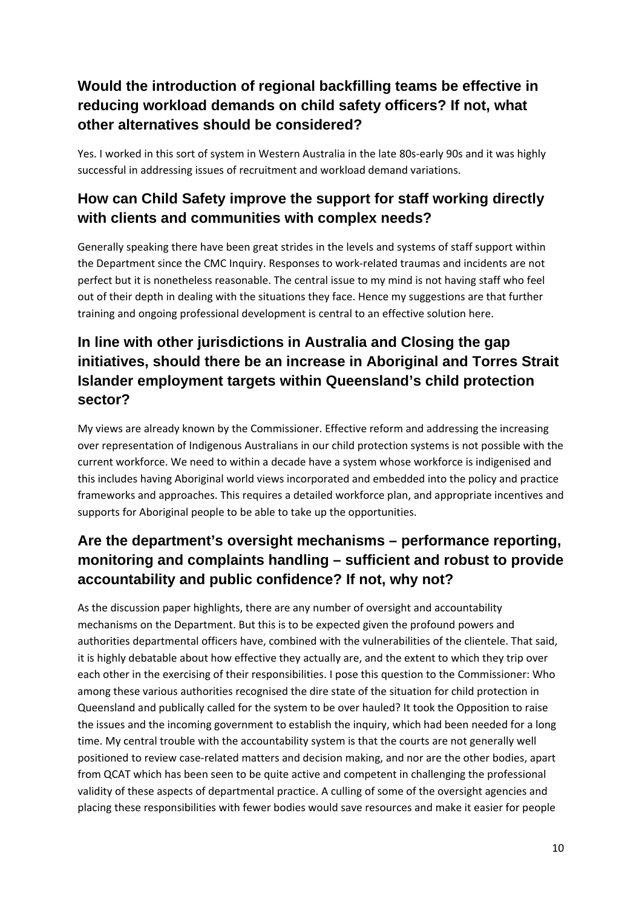## Would the introduction of regional backfilling teams be effective in reducing workload demands on child safety officers? If not, what other alternatives should be considered?

Yes. I worked in this sort of system in Western Australia in the late 80s-early 90s and it was highly successful in addressing issues of recruitment and workload demand variations.

## How can Child Safety improve the support for staff working directly with clients and communities with complex needs?

Generally speaking there have been great strides in the levels and systems of staff support within the Department since the CMC Inquiry. Responses to work-related traumas and incidents are not perfect but it is nonetheless reasonable. The central issue to my mind is not having staff who feel out of their depth in dealing with the situations they face. Hence my suggestions are that further training and ongoing professional development is central to an effective solution here.

## In line with other jurisdictions in Australia and Closing the gap initiatives, should there be an increase in Aboriginal and Torres Strait Islander employment targets within Queensland's child protection sector?

My views are already known by the Commissioner. Effective reform and addressing the increasing over representation of Indigenous Australians in our child protection systems is not possible with the current workforce. We need to within a decade have a system whose workforce is indigenised and this includes having Aboriginal world views incorporated and embedded into the policy and practice frameworks and approaches. This requires a detailed workforce plan, and appropriate incentives and supports for Aboriginal people to be able to take up the opportunities.

## Are the department's oversight mechanisms – performance reporting, monitoring and complaints handling – sufficient and robust to provide accountability and public confidence? If not, why not?

As the discussion paper highlights, there are any number of oversight and accountability mechanisms on the Department. But this is to be expected given the profound powers and authorities departmental officers have, combined with the vulnerabilities of the clientele. That said, it is highly debatable about how effective they actually are, and the extent to which they trip over each other in the exercising of their responsibilities. I pose this question to the Commissioner: Who among these various authorities recognised the dire state of the situation for child protection in Queensland and publically called for the system to be over hauled? It took the Opposition to raise the issues and the incoming government to establish the inquiry, which had been needed for a long time. My central trouble with the accountability system is that the courts are not generally well positioned to review case-related matters and decision making, and nor are the other bodies, apart from QCAT which has been seen to be quite active and competent in challenging the professional validity of these aspects of departmental practice. A culling of some of the oversight agencies and placing these responsibilities with fewer bodies would save resources and make it easier for people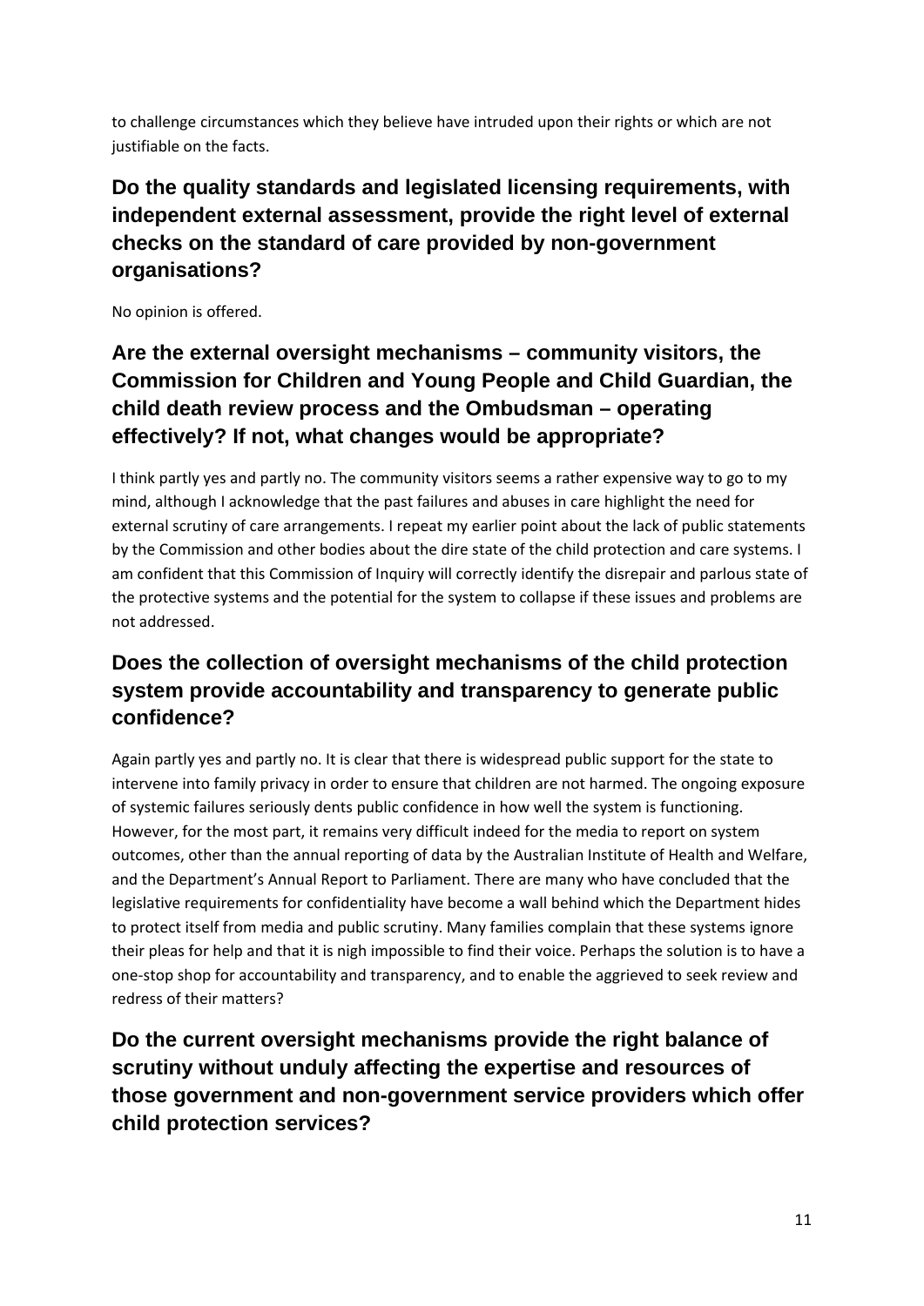to challenge circumstances which they believe have intruded upon their rights or which are not justifiable on the facts.

## Do the quality standards and legislated licensing requirements, with independent external assessment, provide the right level of external checks on the standard of care provided by non-government organisations?

No opinion is offered.

## Are the external oversight mechanisms – community visitors, the Commission for Children and Young People and Child Guardian, the child death review process and the Ombudsman – operating effectively? If not, what changes would be appropriate?

I think partly yes and partly no. The community visitors seems a rather expensive way to go to my mind, although I acknowledge that the past failures and abuses in care highlight the need for external scrutiny of care arrangements. I repeat my earlier point about the lack of public statements by the Commission and other bodies about the dire state of the child protection and care systems. I am confident that this Commission of Inquiry will correctly identify the disrepair and parlous state of the protective systems and the potential for the system to collapse if these issues and problems are not addressed.

## Does the collection of oversight mechanisms of the child protection system provide accountability and transparency to generate public confidence?

Again partly yes and partly no. It is clear that there is widespread public support for the state to intervene into family privacy in order to ensure that children are not harmed. The ongoing exposure of systemic failures seriously dents public confidence in how well the system is functioning. However, for the most part, it remains very difficult indeed for the media to report on system outcomes, other than the annual reporting of data by the Australian Institute of Health and Welfare, and the Department's Annual Report to Parliament. There are many who have concluded that the legislative requirements for confidentiality have become a wall behind which the Department hides to protect itself from media and public scrutiny. Many families complain that these systems ignore their pleas for help and that it is nigh impossible to find their voice. Perhaps the solution is to have a one-stop shop for accountability and transparency, and to enable the aggrieved to seek review and redress of their matters?

## Do the current oversight mechanisms provide the right balance of scrutiny without unduly affecting the expertise and resources of those government and non-government service providers which offer child protection services?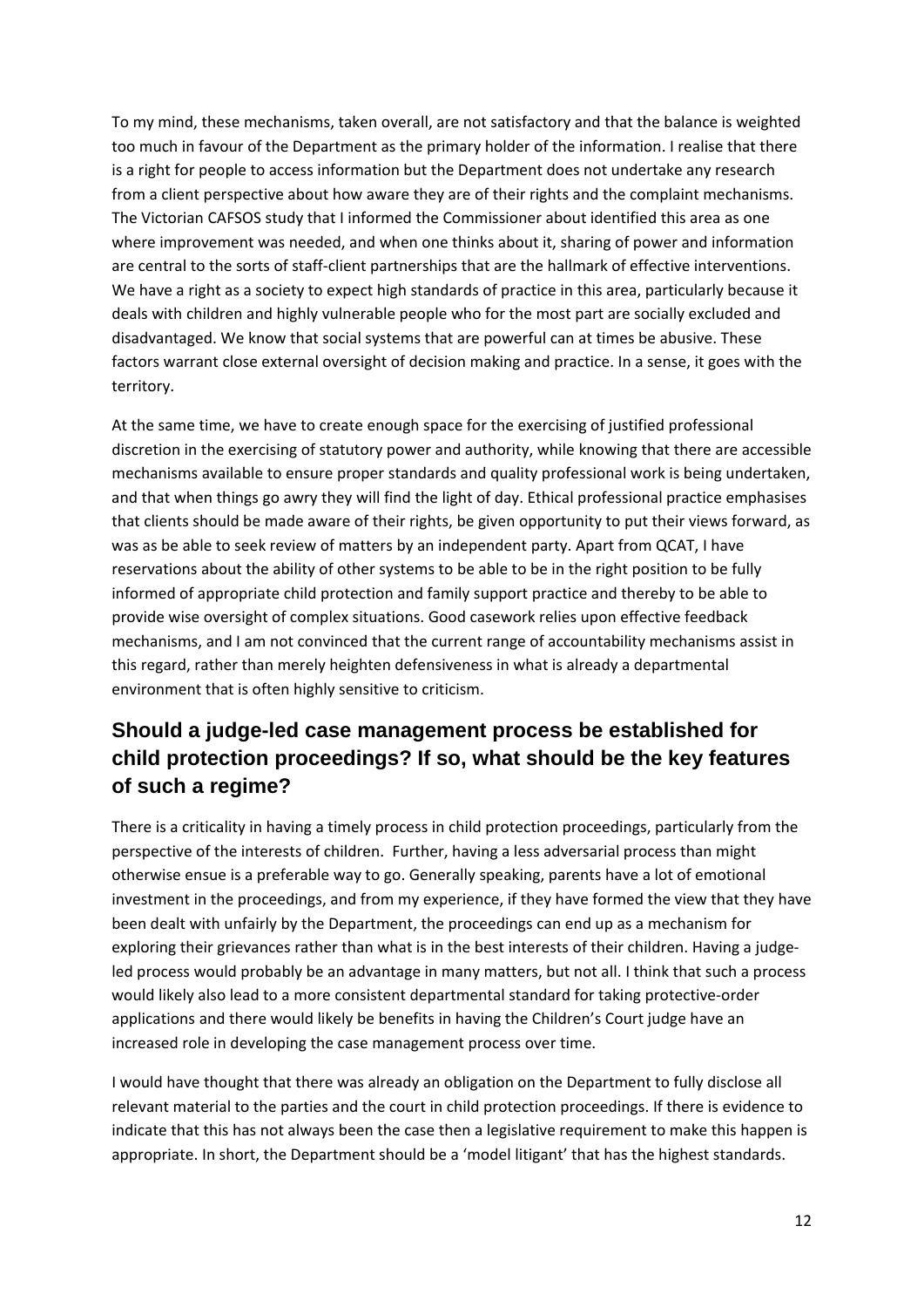To my mind, these mechanisms, taken overall, are not satisfactory and that the balance is weighted too much in favour of the Department as the primary holder of the information. I realise that there is a right for people to access information but the Department does not undertake any research from a client perspective about how aware they are of their rights and the complaint mechanisms. The Victorian CAFSOS study that I informed the Commissioner about identified this area as one where improvement was needed, and when one thinks about it, sharing of power and information are central to the sorts of staff-client partnerships that are the hallmark of effective interventions. We have a right as a society to expect high standards of practice in this area, particularly because it deals with children and highly vulnerable people who for the most part are socially excluded and disadvantaged. We know that social systems that are powerful can at times be abusive. These factors warrant close external oversight of decision making and practice. In a sense, it goes with the territory.

At the same time, we have to create enough space for the exercising of justified professional discretion in the exercising of statutory power and authority, while knowing that there are accessible mechanisms available to ensure proper standards and quality professional work is being undertaken, and that when things go awry they will find the light of day. Ethical professional practice emphasises that clients should be made aware of their rights, be given opportunity to put their views forward, as was as be able to seek review of matters by an independent party. Apart from QCAT, I have reservations about the ability of other systems to be able to be in the right position to be fully informed of appropriate child protection and family support practice and thereby to be able to provide wise oversight of complex situations. Good casework relies upon effective feedback mechanisms, and I am not convinced that the current range of accountability mechanisms assist in this regard, rather than merely heighten defensiveness in what is already a departmental environment that is often highly sensitive to criticism.

## Should a judge-led case management process be established for child protection proceedings? If so, what should be the key features of such a regime?

There is a criticality in having a timely process in child protection proceedings, particularly from the perspective of the interests of children. Further, having a less adversarial process than might otherwise ensue is a preferable way to go. Generally speaking, parents have a lot of emotional investment in the proceedings, and from my experience, if they have formed the view that they have been dealt with unfairly by the Department, the proceedings can end up as a mechanism for exploring their grievances rather than what is in the best interests of their children. Having a judge-led process would probably be an advantage in many matters, but not all. I think that such a process would likely also lead to a more consistent departmental standard for taking protective-order applications and there would likely be benefits in having the Children's Court judge have an increased role in developing the case management process over time.

I would have thought that there was already an obligation on the Department to fully disclose all relevant material to the parties and the court in child protection proceedings. If there is evidence to indicate that this has not always been the case then a legislative requirement to make this happen is appropriate. In short, the Department should be a 'model litigant' that has the highest standards.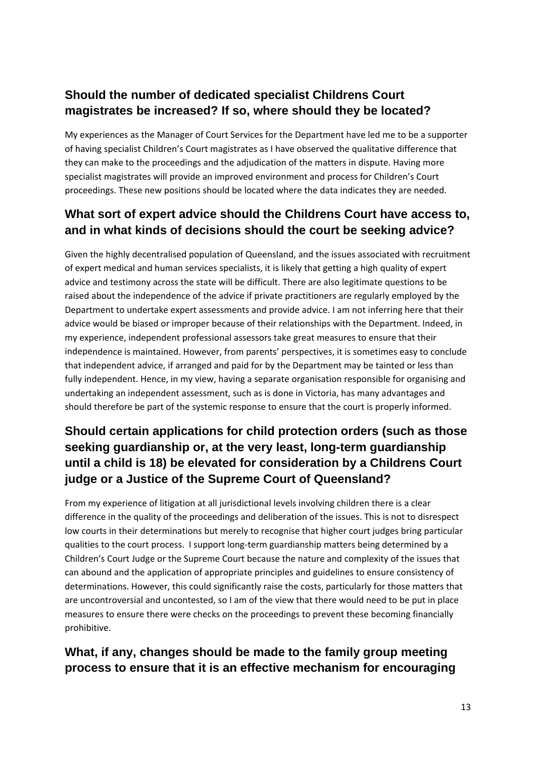## Should the number of dedicated specialist Childrens Court magistrates be increased? If so, where should they be located?

My experiences as the Manager of Court Services for the Department have led me to be a supporter of having specialist Children's Court magistrates as I have observed the qualitative difference that they can make to the proceedings and the adjudication of the matters in dispute. Having more specialist magistrates will provide an improved environment and process for Children's Court proceedings. These new positions should be located where the data indicates they are needed.

## What sort of expert advice should the Childrens Court have access to, and in what kinds of decisions should the court be seeking advice?

Given the highly decentralised population of Queensland, and the issues associated with recruitment of expert medical and human services specialists, it is likely that getting a high quality of expert advice and testimony across the state will be difficult. There are also legitimate questions to be raised about the independence of the advice if private practitioners are regularly employed by the Department to undertake expert assessments and provide advice. I am not inferring here that their advice would be biased or improper because of their relationships with the Department. Indeed, in my experience, independent professional assessors take great measures to ensure that their independence is maintained. However, from parents' perspectives, it is sometimes easy to conclude that independent advice, if arranged and paid for by the Department may be tainted or less than fully independent. Hence, in my view, having a separate organisation responsible for organising and undertaking an independent assessment, such as is done in Victoria, has many advantages and should therefore be part of the systemic response to ensure that the court is properly informed.

## Should certain applications for child protection orders (such as those seeking guardianship or, at the very least, long-term guardianship until a child is 18) be elevated for consideration by a Childrens Court judge or a Justice of the Supreme Court of Queensland?

From my experience of litigation at all jurisdictional levels involving children there is a clear difference in the quality of the proceedings and deliberation of the issues. This is not to disrespect low courts in their determinations but merely to recognise that higher court judges bring particular qualities to the court process. I support long-term guardianship matters being determined by a Children's Court Judge or the Supreme Court because the nature and complexity of the issues that can abound and the application of appropriate principles and guidelines to ensure consistency of determinations. However, this could significantly raise the costs, particularly for those matters that are uncontroversial and uncontested, so I am of the view that there would need to be put in place measures to ensure there were checks on the proceedings to prevent these becoming financially prohibitive.

## What, if any, changes should be made to the family group meeting process to ensure that it is an effective mechanism for encouraging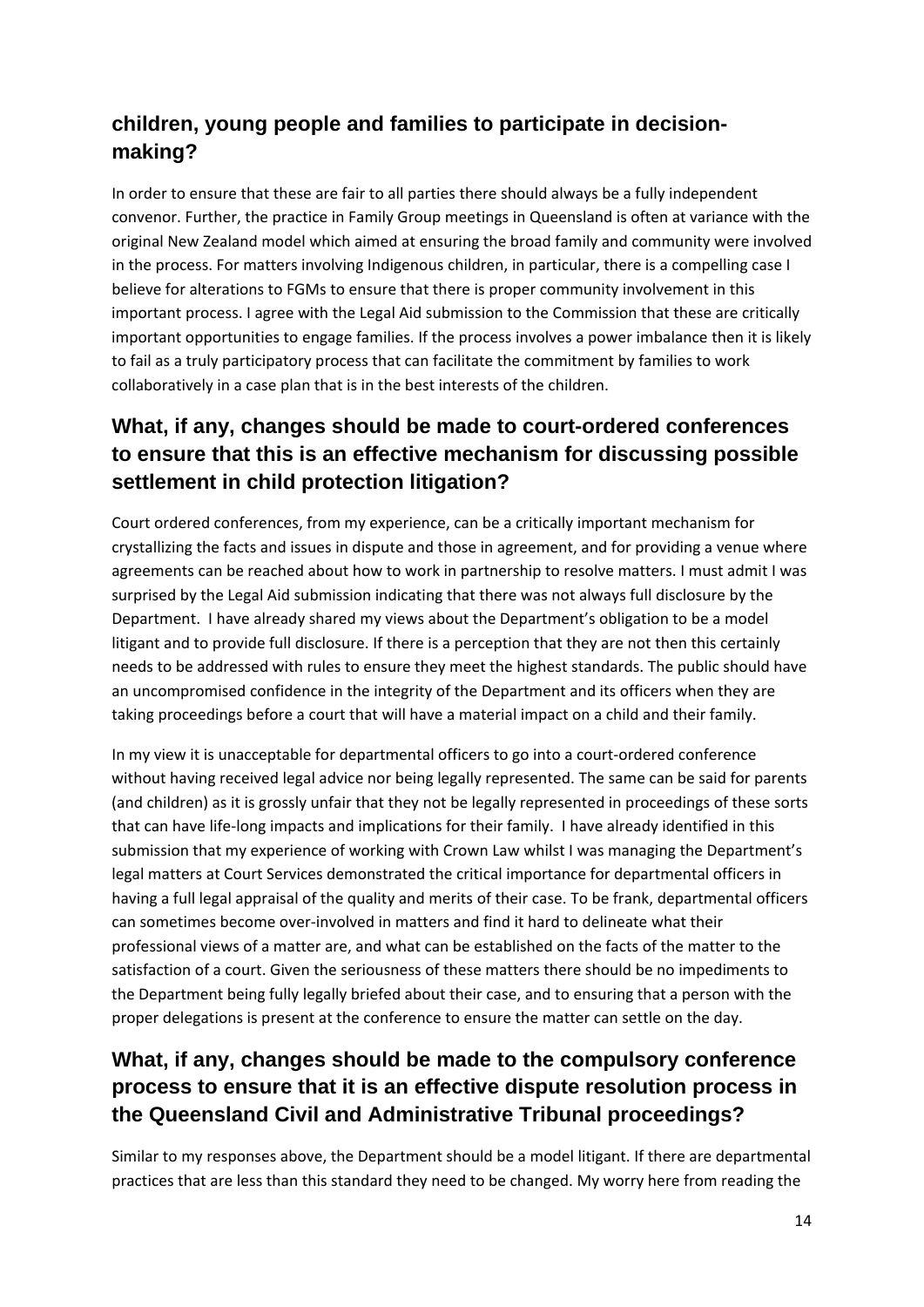## children, young people and families to participate in decision-making?

In order to ensure that these are fair to all parties there should always be a fully independent convenor. Further, the practice in Family Group meetings in Queensland is often at variance with the original New Zealand model which aimed at ensuring the broad family and community were involved in the process. For matters involving Indigenous children, in particular, there is a compelling case I believe for alterations to FGMs to ensure that there is proper community involvement in this important process. I agree with the Legal Aid submission to the Commission that these are critically important opportunities to engage families. If the process involves a power imbalance then it is likely to fail as a truly participatory process that can facilitate the commitment by families to work collaboratively in a case plan that is in the best interests of the children.

## What, if any, changes should be made to court-ordered conferences to ensure that this is an effective mechanism for discussing possible settlement in child protection litigation?

Court ordered conferences, from my experience, can be a critically important mechanism for crystallizing the facts and issues in dispute and those in agreement, and for providing a venue where agreements can be reached about how to work in partnership to resolve matters. I must admit I was surprised by the Legal Aid submission indicating that there was not always full disclosure by the Department. I have already shared my views about the Department's obligation to be a model litigant and to provide full disclosure. If there is a perception that they are not then this certainly needs to be addressed with rules to ensure they meet the highest standards. The public should have an uncompromised confidence in the integrity of the Department and its officers when they are taking proceedings before a court that will have a material impact on a child and their family.

In my view it is unacceptable for departmental officers to go into a court-ordered conference without having received legal advice nor being legally represented. The same can be said for parents (and children) as it is grossly unfair that they not be legally represented in proceedings of these sorts that can have life-long impacts and implications for their family. I have already identified in this submission that my experience of working with Crown Law whilst I was managing the Department's legal matters at Court Services demonstrated the critical importance for departmental officers in having a full legal appraisal of the quality and merits of their case. To be frank, departmental officers can sometimes become over-involved in matters and find it hard to delineate what their professional views of a matter are, and what can be established on the facts of the matter to the satisfaction of a court. Given the seriousness of these matters there should be no impediments to the Department being fully legally briefed about their case, and to ensuring that a person with the proper delegations is present at the conference to ensure the matter can settle on the day.

## What, if any, changes should be made to the compulsory conference process to ensure that it is an effective dispute resolution process in the Queensland Civil and Administrative Tribunal proceedings?

Similar to my responses above, the Department should be a model litigant. If there are departmental practices that are less than this standard they need to be changed. My worry here from reading the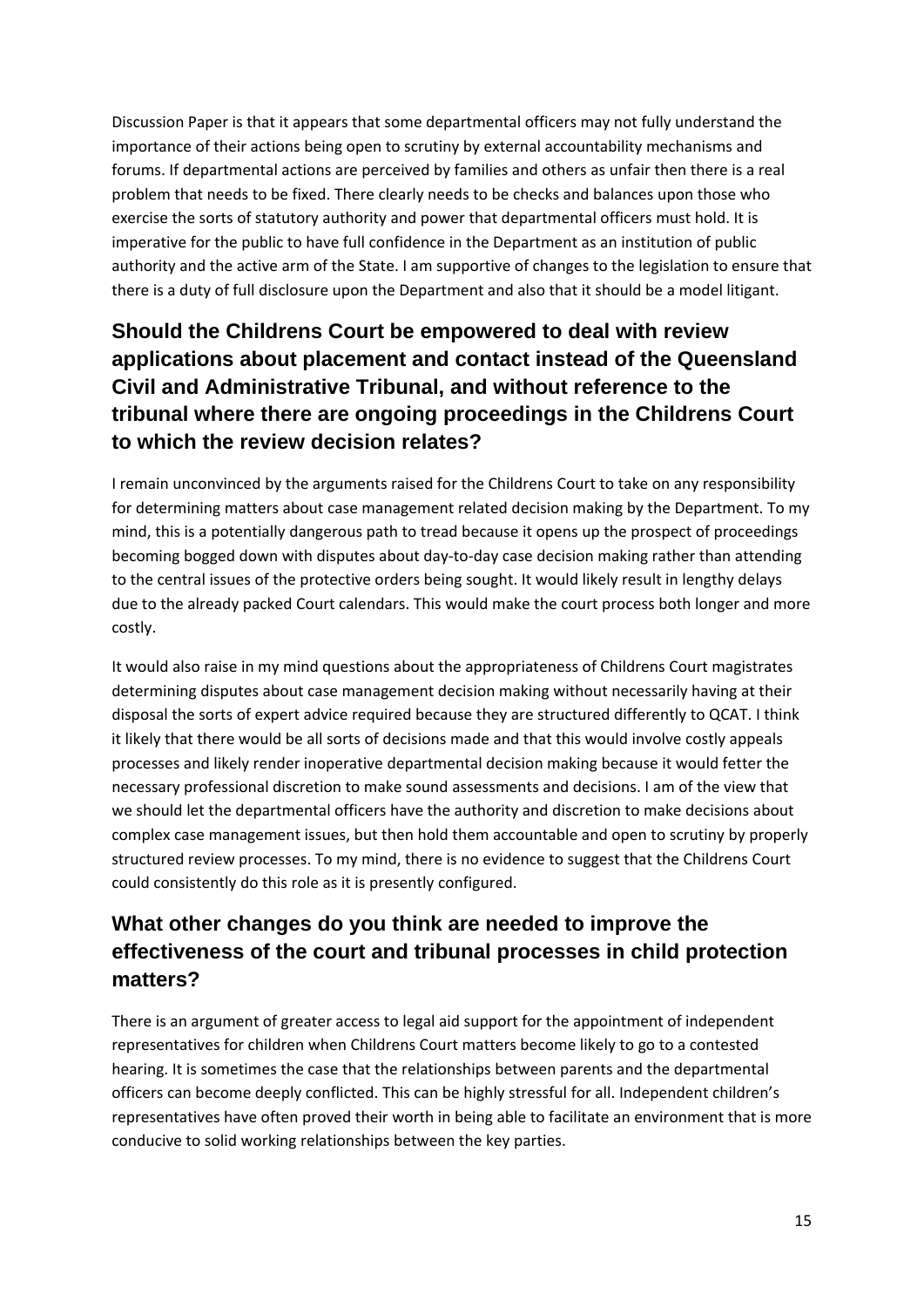Discussion Paper is that it appears that some departmental officers may not fully understand the importance of their actions being open to scrutiny by external accountability mechanisms and forums. If departmental actions are perceived by families and others as unfair then there is a real problem that needs to be fixed. There clearly needs to be checks and balances upon those who exercise the sorts of statutory authority and power that departmental officers must hold. It is imperative for the public to have full confidence in the Department as an institution of public authority and the active arm of the State. I am supportive of changes to the legislation to ensure that there is a duty of full disclosure upon the Department and also that it should be a model litigant.

## Should the Childrens Court be empowered to deal with review applications about placement and contact instead of the Queensland Civil and Administrative Tribunal, and without reference to the tribunal where there are ongoing proceedings in the Childrens Court to which the review decision relates?

I remain unconvinced by the arguments raised for the Childrens Court to take on any responsibility for determining matters about case management related decision making by the Department. To my mind, this is a potentially dangerous path to tread because it opens up the prospect of proceedings becoming bogged down with disputes about day-to-day case decision making rather than attending to the central issues of the protective orders being sought. It would likely result in lengthy delays due to the already packed Court calendars. This would make the court process both longer and more costly.

It would also raise in my mind questions about the appropriateness of Childrens Court magistrates determining disputes about case management decision making without necessarily having at their disposal the sorts of expert advice required because they are structured differently to QCAT. I think it likely that there would be all sorts of decisions made and that this would involve costly appeals processes and likely render inoperative departmental decision making because it would fetter the necessary professional discretion to make sound assessments and decisions. I am of the view that we should let the departmental officers have the authority and discretion to make decisions about complex case management issues, but then hold them accountable and open to scrutiny by properly structured review processes. To my mind, there is no evidence to suggest that the Childrens Court could consistently do this role as it is presently configured.

## What other changes do you think are needed to improve the effectiveness of the court and tribunal processes in child protection matters?

There is an argument of greater access to legal aid support for the appointment of independent representatives for children when Childrens Court matters become likely to go to a contested hearing. It is sometimes the case that the relationships between parents and the departmental officers can become deeply conflicted. This can be highly stressful for all. Independent children's representatives have often proved their worth in being able to facilitate an environment that is more conducive to solid working relationships between the key parties.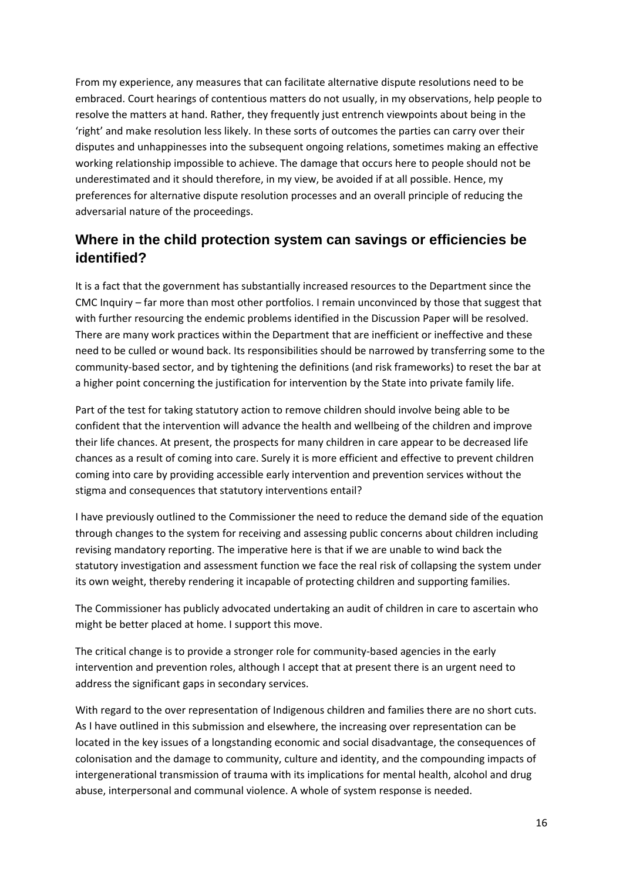From my experience, any measures that can facilitate alternative dispute resolutions need to be embraced. Court hearings of contentious matters do not usually, in my observations, help people to resolve the matters at hand. Rather, they frequently just entrench viewpoints about being in the 'right' and make resolution less likely. In these sorts of outcomes the parties can carry over their disputes and unhappinesses into the subsequent ongoing relations, sometimes making an effective working relationship impossible to achieve. The damage that occurs here to people should not be underestimated and it should therefore, in my view, be avoided if at all possible. Hence, my preferences for alternative dispute resolution processes and an overall principle of reducing the adversarial nature of the proceedings.

## Where in the child protection system can savings or efficiencies be identified?

It is a fact that the government has substantially increased resources to the Department since the CMC Inquiry – far more than most other portfolios. I remain unconvinced by those that suggest that with further resourcing the endemic problems identified in the Discussion Paper will be resolved. There are many work practices within the Department that are inefficient or ineffective and these need to be culled or wound back. Its responsibilities should be narrowed by transferring some to the community-based sector, and by tightening the definitions (and risk frameworks) to reset the bar at a higher point concerning the justification for intervention by the State into private family life.

Part of the test for taking statutory action to remove children should involve being able to be confident that the intervention will advance the health and wellbeing of the children and improve their life chances. At present, the prospects for many children in care appear to be decreased life chances as a result of coming into care. Surely it is more efficient and effective to prevent children coming into care by providing accessible early intervention and prevention services without the stigma and consequences that statutory interventions entail?

I have previously outlined to the Commissioner the need to reduce the demand side of the equation through changes to the system for receiving and assessing public concerns about children including revising mandatory reporting. The imperative here is that if we are unable to wind back the statutory investigation and assessment function we face the real risk of collapsing the system under its own weight, thereby rendering it incapable of protecting children and supporting families.

The Commissioner has publicly advocated undertaking an audit of children in care to ascertain who might be better placed at home. I support this move.

The critical change is to provide a stronger role for community-based agencies in the early intervention and prevention roles, although I accept that at present there is an urgent need to address the significant gaps in secondary services.

With regard to the over representation of Indigenous children and families there are no short cuts. As I have outlined in this submission and elsewhere, the increasing over representation can be located in the key issues of a longstanding economic and social disadvantage, the consequences of colonisation and the damage to community, culture and identity, and the compounding impacts of intergenerational transmission of trauma with its implications for mental health, alcohol and drug abuse, interpersonal and communal violence. A whole of system response is needed.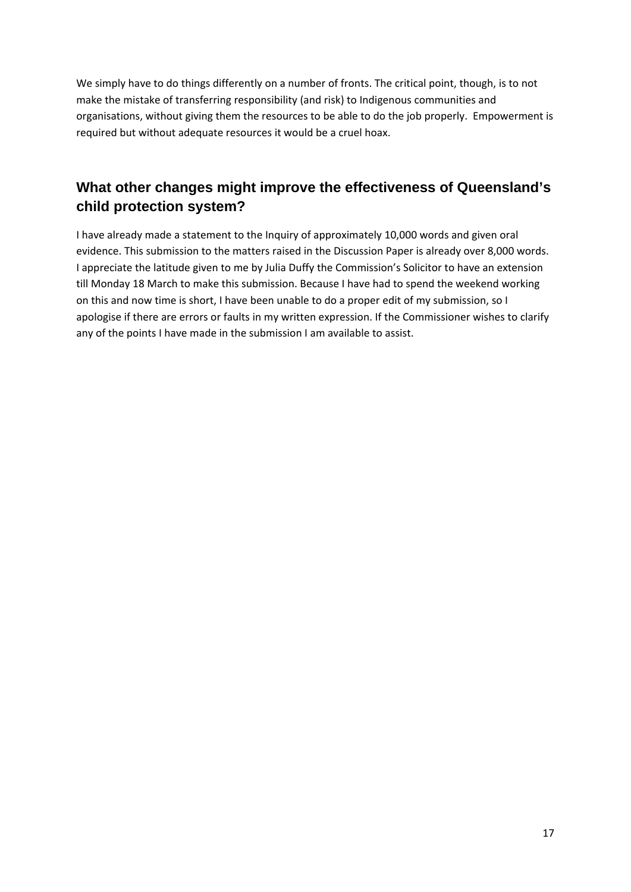We simply have to do things differently on a number of fronts. The critical point, though, is to not make the mistake of transferring responsibility (and risk) to Indigenous communities and organisations, without giving them the resources to be able to do the job properly. Empowerment is required but without adequate resources it would be a cruel hoax.

## What other changes might improve the effectiveness of Queensland's child protection system?

I have already made a statement to the Inquiry of approximately 10,000 words and given oral evidence. This submission to the matters raised in the Discussion Paper is already over 8,000 words. I appreciate the latitude given to me by Julia Duffy the Commission's Solicitor to have an extension till Monday 18 March to make this submission. Because I have had to spend the weekend working on this and now time is short, I have been unable to do a proper edit of my submission, so I apologise if there are errors or faults in my written expression. If the Commissioner wishes to clarify any of the points I have made in the submission I am available to assist.